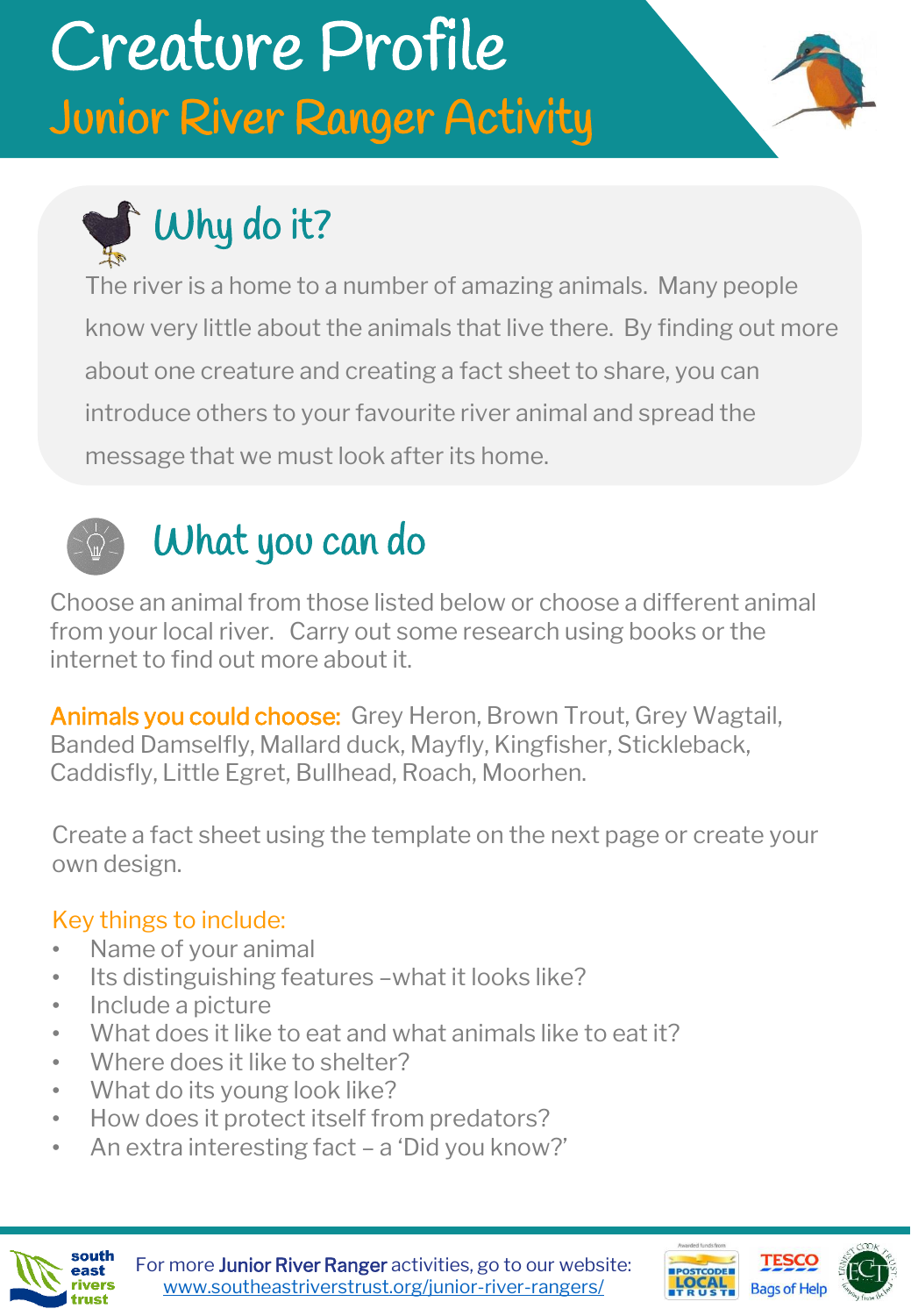# Creature Profile

## Junior River Ranger Activity

## Why do it?

The river is a home to a number of amazing animals. Many people know very little about the animals that live there. By finding out more about one creature and creating a fact sheet to share, you can introduce others to your favourite river animal and spread the message that we must look after its home.

## What you can do

Choose an animal from those listed below or choose a different animal from your local river. Carry out some research using books or the internet to find out more about it.

**Animals you could choose:** Grey Heron, Brown Trout, Grey Wagtail, Banded Damselfly, Mallard duck, Mayfly, Kingfisher, Stickleback, Caddisfly, Little Egret, Bullhead, Roach, Moorhen.

Create a fact sheet using the template on the next page or create your own design.

**Key things to include:**

- Name of your animal
- Its distinguishing features –what it looks like?
- Include a picture
- What does it like to eat and what animals like to eat it?
- Where does it like to shelter?
- What do its young look like?
- How does it protect itself from predators?
- An extra interesting fact – a 'Did you know?'

For more Junior River Ranger activities, go to our website: www.southeastriverstrust.org/junior-river-rangers/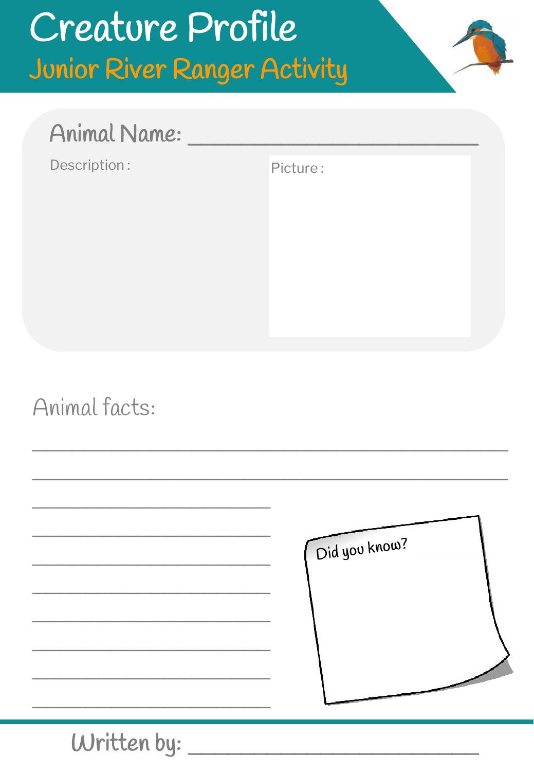# Creature Profile

## Junior River Ranger Activity

**Animal Name:** ____________________________

Description:

Picture:

Animal facts:

______________________________________________

______________________________________________

________________________

________________________

________________________

________________________

________________________

________________________

________________________

________________________

Did you know?

Written by: ____________________________